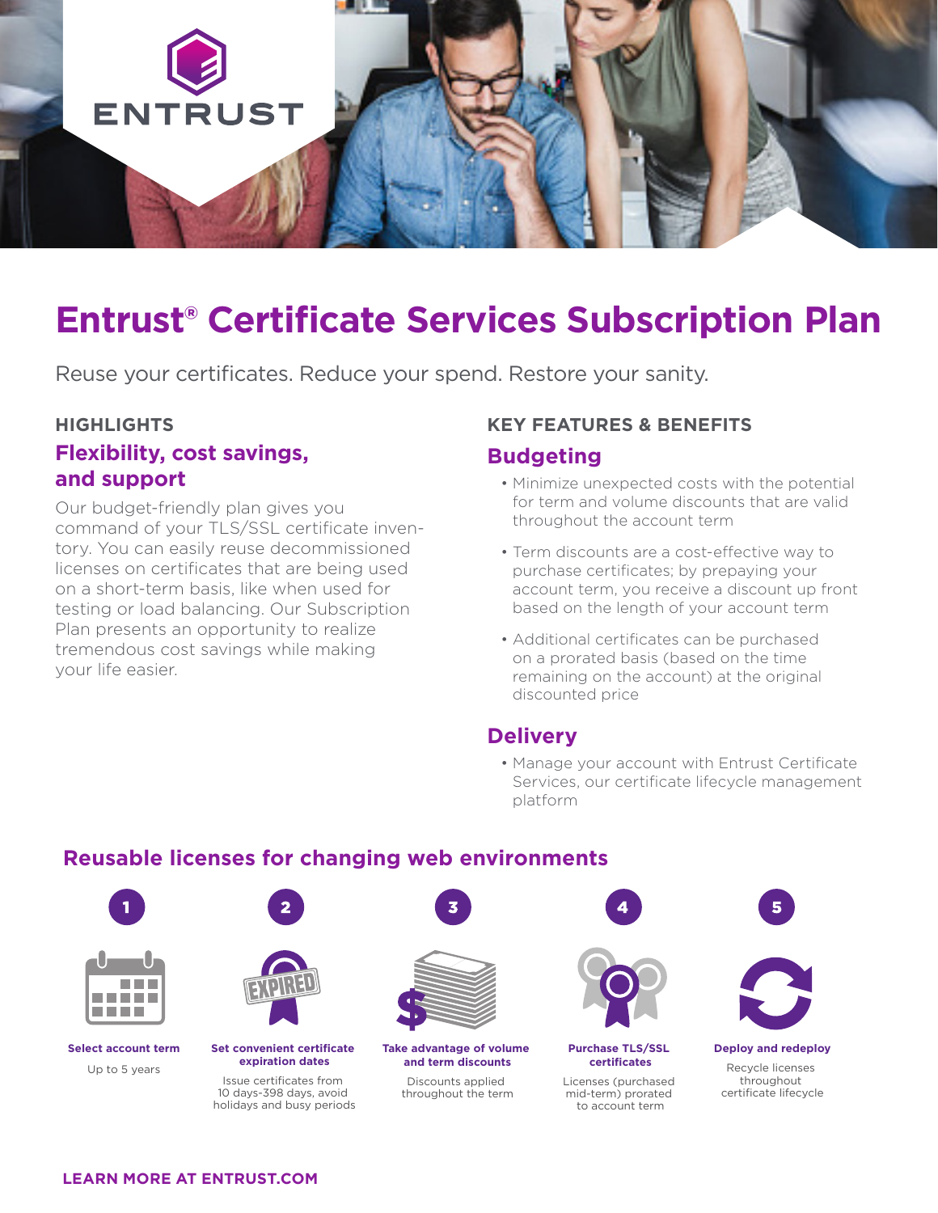# Entrust® Certificate Services Subscription Plan

Reuse your certificates. Reduce your spend. Restore your sanity.

## HIGHLIGHTS

### Flexibility, cost savings, and support

Our budget-friendly plan gives you command of your TLS/SSL certificate inventory. You can easily reuse decommissioned licenses on certificates that are being used on a short-term basis, like when used for testing or load balancing. Our Subscription Plan presents an opportunity to realize tremendous cost savings while making your life easier.

## KEY FEATURES & BENEFITS

### Budgeting

- Minimize unexpected costs with the potential for term and volume discounts that are valid throughout the account term
- Term discounts are a cost-effective way to purchase certificates; by prepaying your account term, you receive a discount up front based on the length of your account term
- Additional certificates can be purchased on a prorated basis (based on the time remaining on the account) at the original discounted price

### Delivery

- Manage your account with Entrust Certificate Services, our certificate lifecycle management platform

## Reusable licenses for changing web environments

1. **Select account term**
   Up to 5 years
2. **Set convenient certificate expiration dates**
   Issue certificates from 10 days-398 days, avoid holidays and busy periods
3. **Take advantage of volume and term discounts**
   Discounts applied throughout the term
4. **Purchase TLS/SSL certificates**
   Licenses (purchased mid-term) prorated to account term
5. **Deploy and redeploy**
   Recycle licenses throughout certificate lifecycle

**LEARN MORE AT ENTRUST.COM**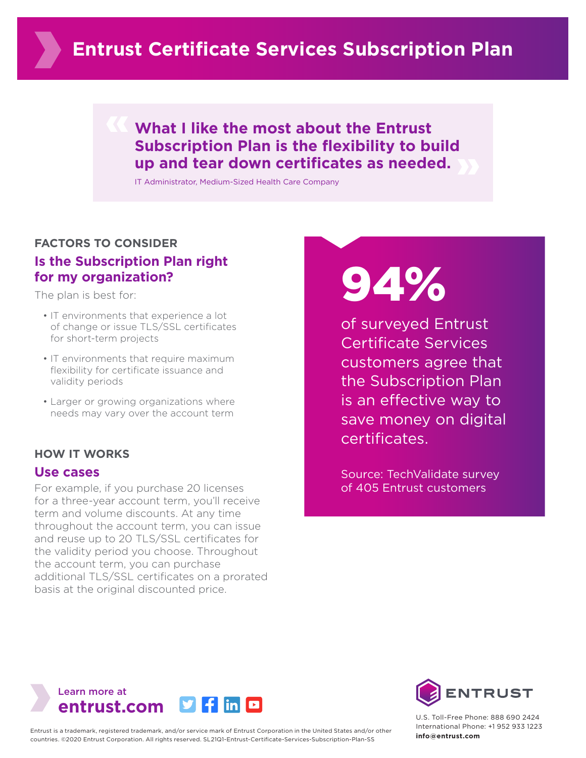# Entrust Certificate Services Subscription Plan

> **What I like the most about the Entrust Subscription Plan is the flexibility to build up and tear down certificates as needed.**
>
> IT Administrator, Medium-Sized Health Care Company

## FACTORS TO CONSIDER

### Is the Subscription Plan right for my organization?

The plan is best for:

- IT environments that experience a lot of change or issue TLS/SSL certificates for short-term projects
- IT environments that require maximum flexibility for certificate issuance and validity periods
- Larger or growing organizations where needs may vary over the account term

## HOW IT WORKS

### Use cases

For example, if you purchase 20 licenses for a three-year account term, you'll receive term and volume discounts. At any time throughout the account term, you can issue and reuse up to 20 TLS/SSL certificates for the validity period you choose. Throughout the account term, you can purchase additional TLS/SSL certificates on a prorated basis at the original discounted price.

**94%**

of surveyed Entrust Certificate Services customers agree that the Subscription Plan is an effective way to save money on digital certificates.

Source: TechValidate survey of 405 Entrust customers

Learn more at **entrust.com**

U.S. Toll-Free Phone: 888 690 2424
International Phone: +1 952 933 1223
**info@entrust.com**

Entrust is a trademark, registered trademark, and/or service mark of Entrust Corporation in the United States and/or other countries. ©2020 Entrust Corporation. All rights reserved. SL21Q1-Entrust-Certificate-Services-Subscription-Plan-SS